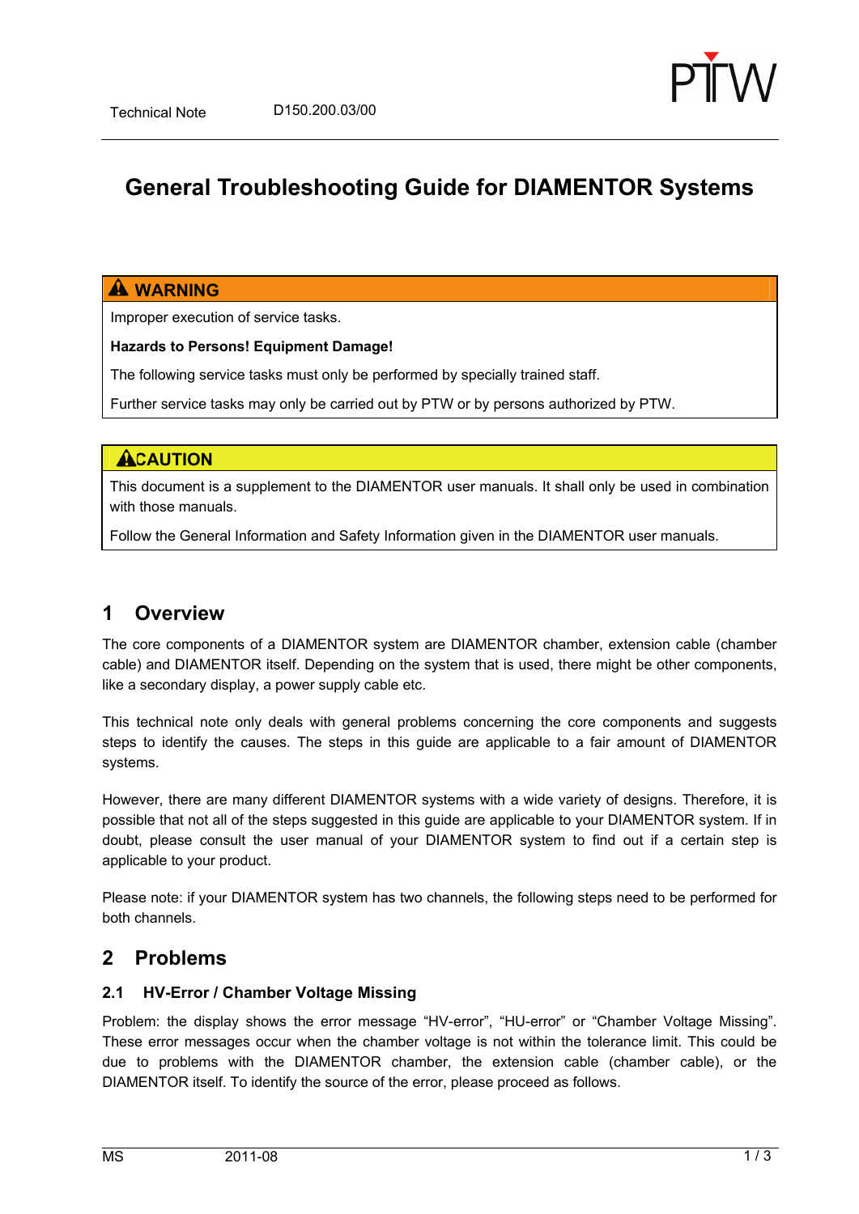Technical Note D150.200.03/00

# General Troubleshooting Guide for DIAMENTOR Systems

| ⚠ WARNING |
| --- |
| Improper execution of service tasks.<br><br>**Hazards to Persons! Equipment Damage!**<br><br>The following service tasks must only be performed by specially trained staff.<br><br>Further service tasks may only be carried out by PTW or by persons authorized by PTW. |

| ⚠CAUTION |
| --- |
| This document is a supplement to the DIAMENTOR user manuals. It shall only be used in combination with those manuals.<br><br>Follow the General Information and Safety Information given in the DIAMENTOR user manuals. |

## 1 Overview

The core components of a DIAMENTOR system are DIAMENTOR chamber, extension cable (chamber cable) and DIAMENTOR itself. Depending on the system that is used, there might be other components, like a secondary display, a power supply cable etc.

This technical note only deals with general problems concerning the core components and suggests steps to identify the causes. The steps in this guide are applicable to a fair amount of DIAMENTOR systems.

However, there are many different DIAMENTOR systems with a wide variety of designs. Therefore, it is possible that not all of the steps suggested in this guide are applicable to your DIAMENTOR system. If in doubt, please consult the user manual of your DIAMENTOR system to find out if a certain step is applicable to your product.

Please note: if your DIAMENTOR system has two channels, the following steps need to be performed for both channels.

## 2 Problems

### 2.1 HV-Error / Chamber Voltage Missing

Problem: the display shows the error message “HV-error”, “HU-error” or “Chamber Voltage Missing”. These error messages occur when the chamber voltage is not within the tolerance limit. This could be due to problems with the DIAMENTOR chamber, the extension cable (chamber cable), or the DIAMENTOR itself. To identify the source of the error, please proceed as follows.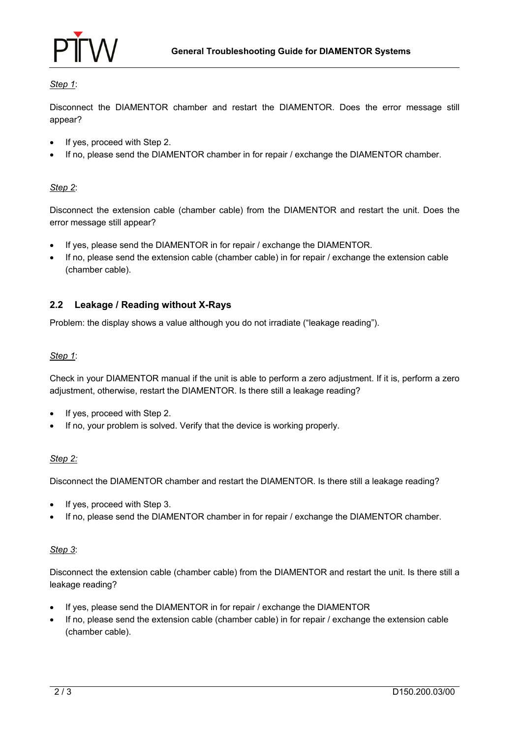*Step 1*:

Disconnect the DIAMENTOR chamber and restart the DIAMENTOR. Does the error message still appear?

- If yes, proceed with Step 2.
- If no, please send the DIAMENTOR chamber in for repair / exchange the DIAMENTOR chamber.

*Step 2*:

Disconnect the extension cable (chamber cable) from the DIAMENTOR and restart the unit. Does the error message still appear?

- If yes, please send the DIAMENTOR in for repair / exchange the DIAMENTOR.
- If no, please send the extension cable (chamber cable) in for repair / exchange the extension cable (chamber cable).

## 2.2 Leakage / Reading without X-Rays

Problem: the display shows a value although you do not irradiate ("leakage reading").

*Step 1*:

Check in your DIAMENTOR manual if the unit is able to perform a zero adjustment. If it is, perform a zero adjustment, otherwise, restart the DIAMENTOR. Is there still a leakage reading?

- If yes, proceed with Step 2.
- If no, your problem is solved. Verify that the device is working properly.

*Step 2:*

Disconnect the DIAMENTOR chamber and restart the DIAMENTOR. Is there still a leakage reading?

- If yes, proceed with Step 3.
- If no, please send the DIAMENTOR chamber in for repair / exchange the DIAMENTOR chamber.

*Step 3*:

Disconnect the extension cable (chamber cable) from the DIAMENTOR and restart the unit. Is there still a leakage reading?

- If yes, please send the DIAMENTOR in for repair / exchange the DIAMENTOR
- If no, please send the extension cable (chamber cable) in for repair / exchange the extension cable (chamber cable).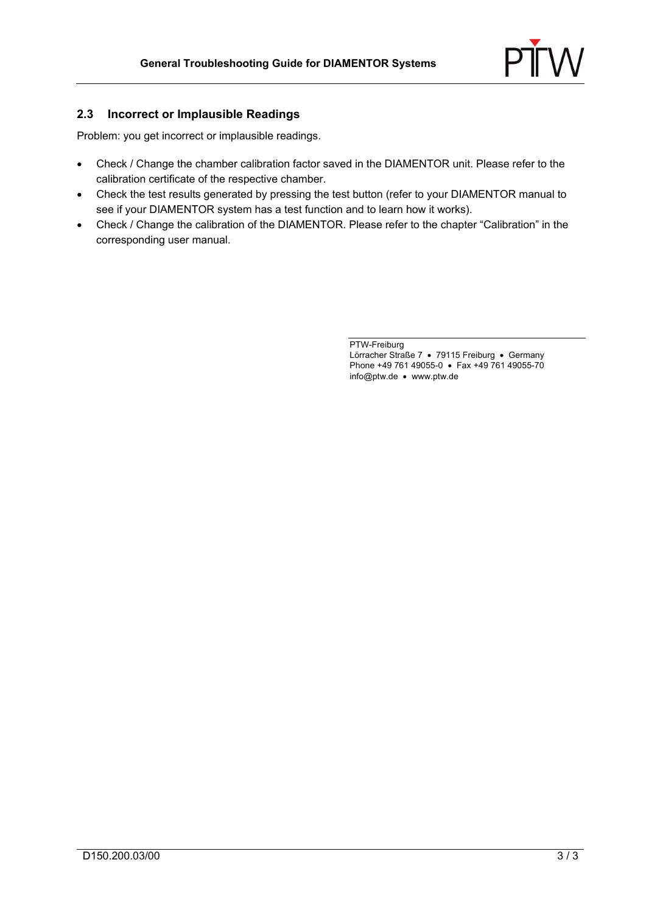## 2.3 Incorrect or Implausible Readings

Problem: you get incorrect or implausible readings.

- Check / Change the chamber calibration factor saved in the DIAMENTOR unit. Please refer to the calibration certificate of the respective chamber.
- Check the test results generated by pressing the test button (refer to your DIAMENTOR manual to see if your DIAMENTOR system has a test function and to learn how it works).
- Check / Change the calibration of the DIAMENTOR. Please refer to the chapter "Calibration" in the corresponding user manual.

PTW-Freiburg
Lörracher Straße 7 • 79115 Freiburg • Germany
Phone +49 761 49055-0 • Fax +49 761 49055-70
info@ptw.de • www.ptw.de

D150.200.03/00